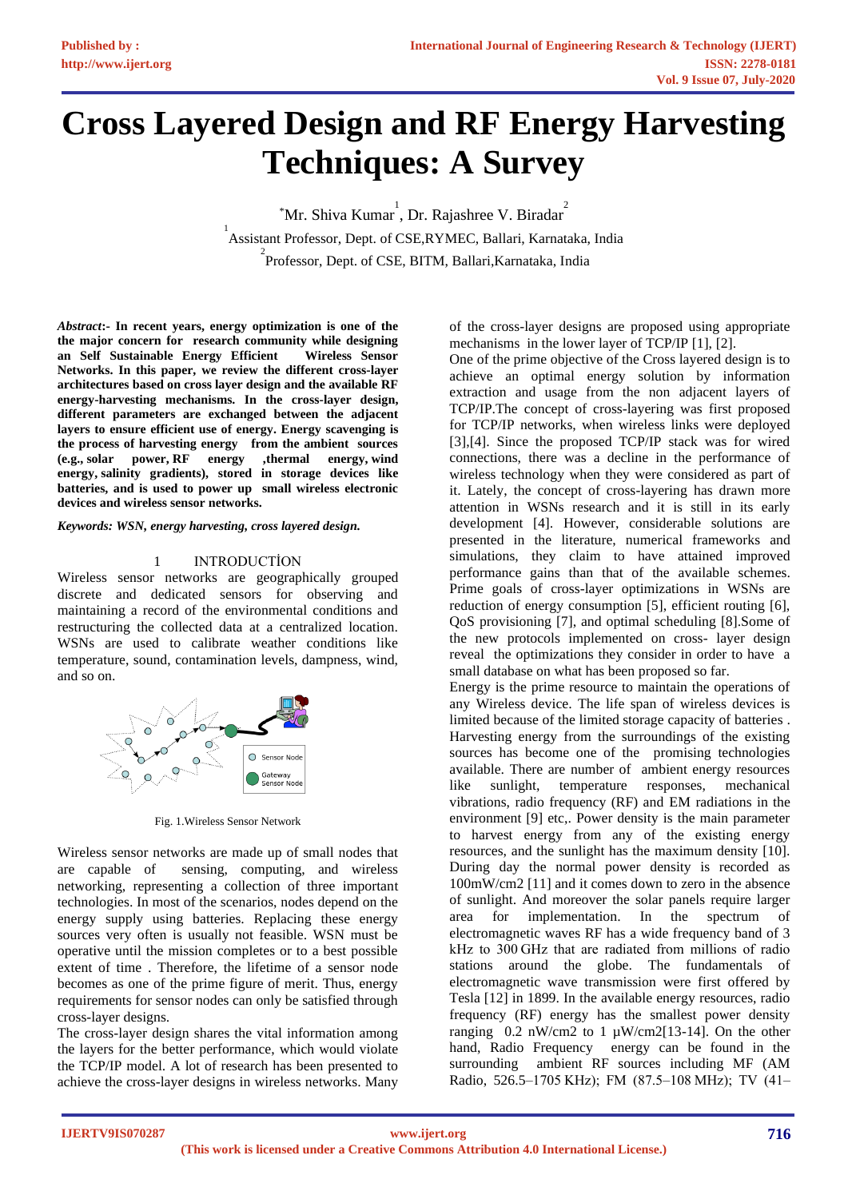# Cross Layered Design and RF Energy Harvesting Techniques: A Survey

*Mr. Shiva Kumar [1], Dr. Rajashree V. Biradar [2]

[1] Assistant Professor, Dept. of CSE,RYMEC, Ballari, Karnataka, India

[2] Professor, Dept. of CSE, BITM, Ballari,Karnataka, India

***Abstract*:- In recent years, energy optimization is one of the the major concern for research community while designing an Self Sustainable Energy Efficient Wireless Sensor Networks. In this paper, we review the different cross-layer architectures based on cross layer design and the available RF energy-harvesting mechanisms. In the cross-layer design, different parameters are exchanged between the adjacent layers to ensure efficient use of energy. Energy scavenging is the process of harvesting energy from the ambient sources (e.g., solar power, RF energy ,thermal energy, wind energy, salinity gradients), stored in storage devices like batteries, and is used to power up small wireless electronic devices and wireless sensor networks.**

***Keywords: WSN, energy harvesting, cross layered design.***

## 1 INTRODUCTİON

Wireless sensor networks are geographically grouped discrete and dedicated sensors for observing and maintaining a record of the environmental conditions and restructuring the collected data at a centralized location. WSNs are used to calibrate weather conditions like temperature, sound, contamination levels, dampness, wind, and so on.

Fig. 1.Wireless Sensor Network

Wireless sensor networks are made up of small nodes that are capable of sensing, computing, and wireless networking, representing a collection of three important technologies. In most of the scenarios, nodes depend on the energy supply using batteries. Replacing these energy sources very often is usually not feasible. WSN must be operative until the mission completes or to a best possible extent of time . Therefore, the lifetime of a sensor node becomes as one of the prime figure of merit. Thus, energy requirements for sensor nodes can only be satisfied through cross-layer designs.

The cross-layer design shares the vital information among the layers for the better performance, which would violate the TCP/IP model. A lot of research has been presented to achieve the cross-layer designs in wireless networks. Many of the cross-layer designs are proposed using appropriate mechanisms in the lower layer of TCP/IP [1], [2].

One of the prime objective of the Cross layered design is to achieve an optimal energy solution by information extraction and usage from the non adjacent layers of TCP/IP.The concept of cross-layering was first proposed for TCP/IP networks, when wireless links were deployed [3],[4]. Since the proposed TCP/IP stack was for wired connections, there was a decline in the performance of wireless technology when they were considered as part of it. Lately, the concept of cross-layering has drawn more attention in WSNs research and it is still in its early development [4]. However, considerable solutions are presented in the literature, numerical frameworks and simulations, they claim to have attained improved performance gains than that of the available schemes. Prime goals of cross-layer optimizations in WSNs are reduction of energy consumption [5], efficient routing [6], QoS provisioning [7], and optimal scheduling [8].Some of the new protocols implemented on cross- layer design reveal the optimizations they consider in order to have a small database on what has been proposed so far.

Energy is the prime resource to maintain the operations of any Wireless device. The life span of wireless devices is limited because of the limited storage capacity of batteries . Harvesting energy from the surroundings of the existing sources has become one of the promising technologies available. There are number of ambient energy resources like sunlight, temperature responses, mechanical vibrations, radio frequency (RF) and EM radiations in the environment [9] etc,. Power density is the main parameter to harvest energy from any of the existing energy resources, and the sunlight has the maximum density [10]. During day the normal power density is recorded as 100mW/cm2 [11] and it comes down to zero in the absence of sunlight. And moreover the solar panels require larger area for implementation. In the spectrum of electromagnetic waves RF has a wide frequency band of 3 kHz to 300 GHz that are radiated from millions of radio stations around the globe. The fundamentals of electromagnetic wave transmission were first offered by Tesla [12] in 1899. In the available energy resources, radio frequency (RF) energy has the smallest power density ranging 0.2 nW/cm2 to 1 μW/cm2[13-14]. On the other hand, Radio Frequency energy can be found in the surrounding ambient RF sources including MF (AM Radio, 526.5–1705 KHz); FM (87.5–108 MHz); TV (41–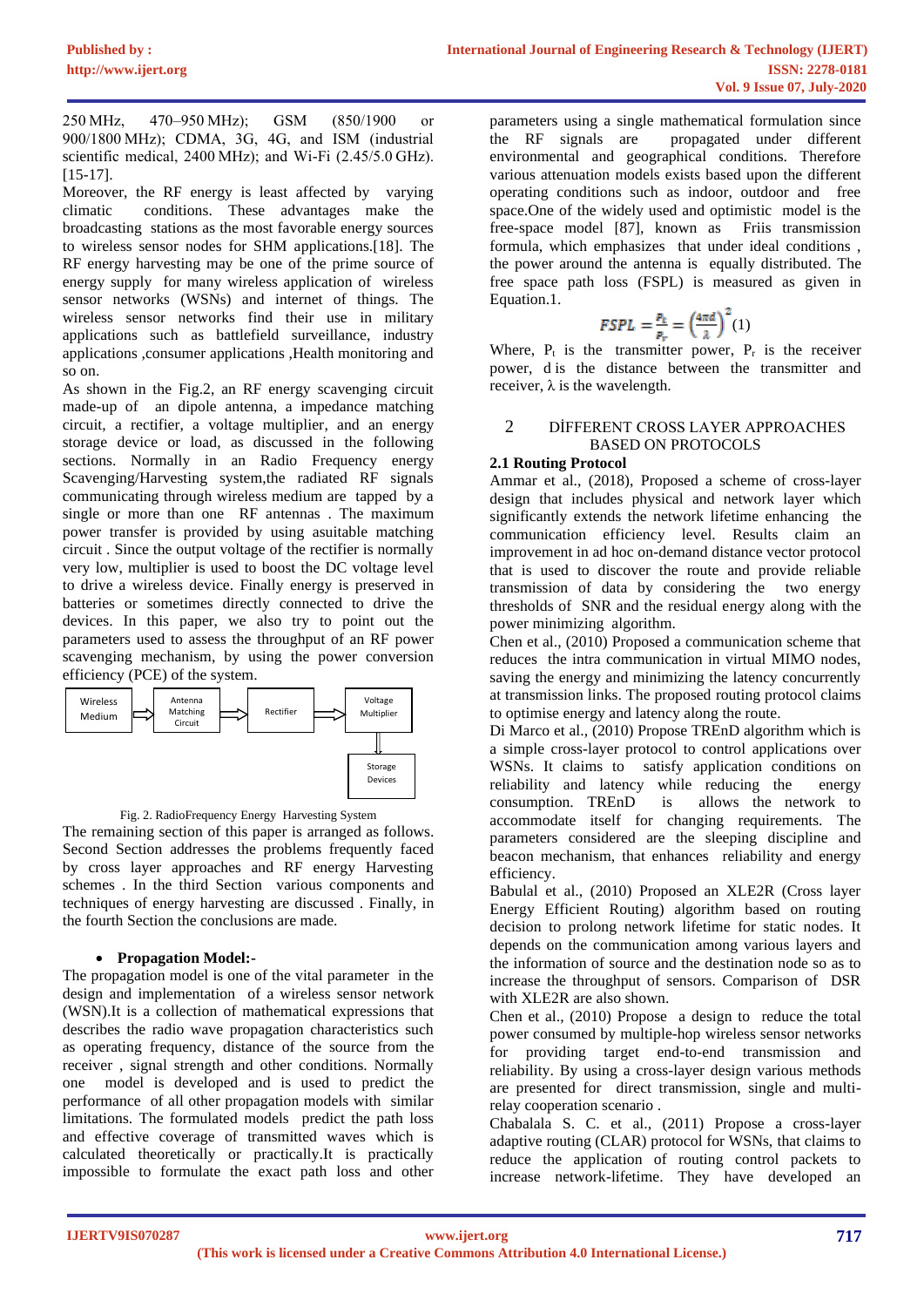250 MHz, 470–950 MHz); GSM (850/1900 or 900/1800 MHz); CDMA, 3G, 4G, and ISM (industrial scientific medical, 2400 MHz); and Wi-Fi (2.45/5.0 GHz). [15-17].

Moreover, the RF energy is least affected by varying climatic conditions. These advantages make the broadcasting stations as the most favorable energy sources to wireless sensor nodes for SHM applications.[18]. The RF energy harvesting may be one of the prime source of energy supply for many wireless application of wireless sensor networks (WSNs) and internet of things. The wireless sensor networks find their use in military applications such as battlefield surveillance, industry applications ,consumer applications ,Health monitoring and so on.

As shown in the Fig.2, an RF energy scavenging circuit made-up of an dipole antenna, a impedance matching circuit, a rectifier, a voltage multiplier, and an energy storage device or load, as discussed in the following sections. Normally in an Radio Frequency energy Scavenging/Harvesting system,the radiated RF signals communicating through wireless medium are tapped by a single or more than one RF antennas . The maximum power transfer is provided by using asuitable matching circuit . Since the output voltage of the rectifier is normally very low, multiplier is used to boost the DC voltage level to drive a wireless device. Finally energy is preserved in batteries or sometimes directly connected to drive the devices. In this paper, we also try to point out the parameters used to assess the throughput of an RF power scavenging mechanism, by using the power conversion efficiency (PCE) of the system.

Wireless Medium → Antenna Matching Circuit → Rectifier → Voltage Multiplier → Storage Devices

Fig. 2. RadioFrequency Energy Harvesting System

The remaining section of this paper is arranged as follows. Second Section addresses the problems frequently faced by cross layer approaches and RF energy Harvesting schemes . In the third Section various components and techniques of energy harvesting are discussed . Finally, in the fourth Section the conclusions are made.

- **Propagation Model:-**

The propagation model is one of the vital parameter in the design and implementation of a wireless sensor network (WSN).It is a collection of mathematical expressions that describes the radio wave propagation characteristics such as operating frequency, distance of the source from the receiver , signal strength and other conditions. Normally one model is developed and is used to predict the performance of all other propagation models with similar limitations. The formulated models predict the path loss and effective coverage of transmitted waves which is calculated theoretically or practically.It is practically impossible to formulate the exact path loss and other parameters using a single mathematical formulation since the RF signals are propagated under different environmental and geographical conditions. Therefore various attenuation models exists based upon the different operating conditions such as indoor, outdoor and free space.One of the widely used and optimistic model is the free-space model [87], known as Friis transmission formula, which emphasizes that under ideal conditions , the power around the antenna is equally distributed. The free space path loss (FSPL) is measured as given in Equation.1.

$$FSPL = \frac{P_t}{P_r} = \left(\frac{4\pi d}{\lambda}\right)^2 (1)$$

Where, $P_t$ is the transmitter power, $P_r$ is the receiver power, d is the distance between the transmitter and receiver, λ is the wavelength.

## 2 DİFFERENT CROSS LAYER APPROACHES BASED ON PROTOCOLS

### 2.1 Routing Protocol

Ammar et al., (2018), Proposed a scheme of cross-layer design that includes physical and network layer which significantly extends the network lifetime enhancing the communication efficiency level. Results claim an improvement in ad hoc on-demand distance vector protocol that is used to discover the route and provide reliable transmission of data by considering the two energy thresholds of SNR and the residual energy along with the power minimizing algorithm.

Chen et al., (2010) Proposed a communication scheme that reduces the intra communication in virtual MIMO nodes, saving the energy and minimizing the latency concurrently at transmission links. The proposed routing protocol claims to optimise energy and latency along the route.

Di Marco et al., (2010) Propose TREnD algorithm which is a simple cross-layer protocol to control applications over WSNs. It claims to satisfy application conditions on reliability and latency while reducing the energy consumption. TREnD is allows the network to accommodate itself for changing requirements. The parameters considered are the sleeping discipline and beacon mechanism, that enhances reliability and energy efficiency.

Babulal et al., (2010) Proposed an XLE2R (Cross layer Energy Efficient Routing) algorithm based on routing decision to prolong network lifetime for static nodes. It depends on the communication among various layers and the information of source and the destination node so as to increase the throughput of sensors. Comparison of DSR with XLE2R are also shown.

Chen et al., (2010) Propose a design to reduce the total power consumed by multiple-hop wireless sensor networks for providing target end-to-end transmission and reliability. By using a cross-layer design various methods are presented for direct transmission, single and multi-relay cooperation scenario .

Chabalala S. C. et al., (2011) Propose a cross-layer adaptive routing (CLAR) protocol for WSNs, that claims to reduce the application of routing control packets to increase network-lifetime. They have developed an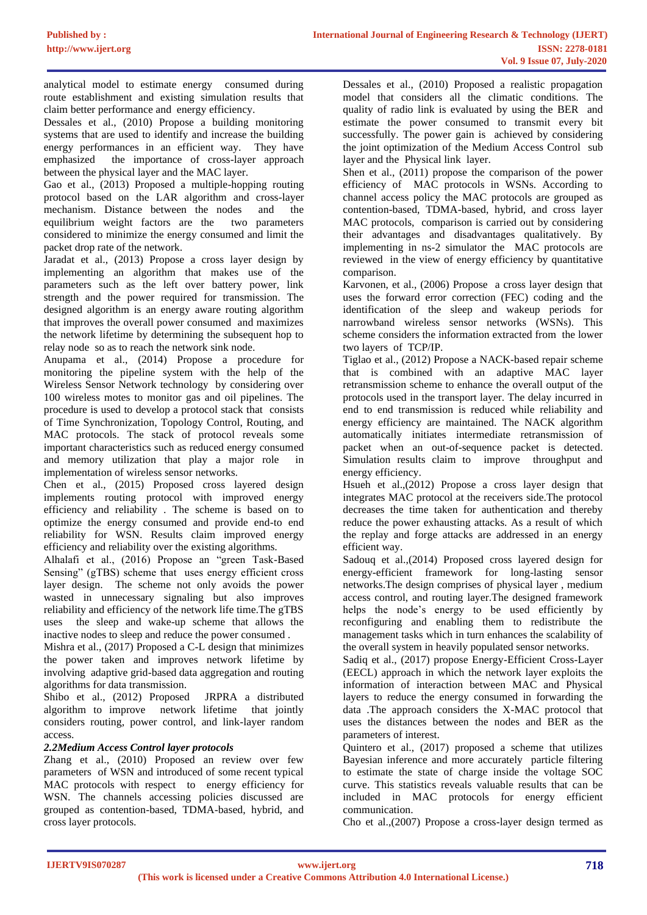analytical model to estimate energy consumed during route establishment and existing simulation results that claim better performance and energy efficiency.

Dessales et al., (2010) Propose a building monitoring systems that are used to identify and increase the building energy performances in an efficient way. They have emphasized the importance of cross-layer approach between the physical layer and the MAC layer.

Gao et al., (2013) Proposed a multiple-hopping routing protocol based on the LAR algorithm and cross-layer mechanism. Distance between the nodes and the equilibrium weight factors are the two parameters considered to minimize the energy consumed and limit the packet drop rate of the network.

Jaradat et al., (2013) Propose a cross layer design by implementing an algorithm that makes use of the parameters such as the left over battery power, link strength and the power required for transmission. The designed algorithm is an energy aware routing algorithm that improves the overall power consumed and maximizes the network lifetime by determining the subsequent hop to relay node so as to reach the network sink node.

Anupama et al., (2014) Propose a procedure for monitoring the pipeline system with the help of the Wireless Sensor Network technology by considering over 100 wireless motes to monitor gas and oil pipelines. The procedure is used to develop a protocol stack that consists of Time Synchronization, Topology Control, Routing, and MAC protocols. The stack of protocol reveals some important characteristics such as reduced energy consumed and memory utilization that play a major role in implementation of wireless sensor networks.

Chen et al., (2015) Proposed cross layered design implements routing protocol with improved energy efficiency and reliability . The scheme is based on to optimize the energy consumed and provide end-to end reliability for WSN. Results claim improved energy efficiency and reliability over the existing algorithms.

Alhalafi et al., (2016) Propose an "green Task-Based Sensing" (gTBS) scheme that uses energy efficient cross layer design. The scheme not only avoids the power wasted in unnecessary signaling but also improves reliability and efficiency of the network life time.The gTBS uses the sleep and wake-up scheme that allows the inactive nodes to sleep and reduce the power consumed .

Mishra et al., (2017) Proposed a C-L design that minimizes the power taken and improves network lifetime by involving adaptive grid-based data aggregation and routing algorithms for data transmission.

Shibo et al., (2012) Proposed JRPRA a distributed algorithm to improve network lifetime that jointly considers routing, power control, and link-layer random access.

### *2.2Medium Access Control layer protocols*

Zhang et al., (2010) Proposed an review over few parameters of WSN and introduced of some recent typical MAC protocols with respect to energy efficiency for WSN. The channels accessing policies discussed are grouped as contention-based, TDMA-based, hybrid, and cross layer protocols.

Dessales et al., (2010) Proposed a realistic propagation model that considers all the climatic conditions. The quality of radio link is evaluated by using the BER and estimate the power consumed to transmit every bit successfully. The power gain is achieved by considering the joint optimization of the Medium Access Control sub layer and the Physical link layer.

Shen et al., (2011) propose the comparison of the power efficiency of MAC protocols in WSNs. According to channel access policy the MAC protocols are grouped as contention-based, TDMA-based, hybrid, and cross layer MAC protocols, comparison is carried out by considering their advantages and disadvantages qualitatively. By implementing in ns-2 simulator the MAC protocols are reviewed in the view of energy efficiency by quantitative comparison.

Karvonen, et al., (2006) Propose a cross layer design that uses the forward error correction (FEC) coding and the identification of the sleep and wakeup periods for narrowband wireless sensor networks (WSNs). This scheme considers the information extracted from the lower two layers of TCP/IP.

Tiglao et al., (2012) Propose a NACK-based repair scheme that is combined with an adaptive MAC layer retransmission scheme to enhance the overall output of the protocols used in the transport layer. The delay incurred in end to end transmission is reduced while reliability and energy efficiency are maintained. The NACK algorithm automatically initiates intermediate retransmission of packet when an out-of-sequence packet is detected. Simulation results claim to improve throughput and energy efficiency.

Hsueh et al.,(2012) Propose a cross layer design that integrates MAC protocol at the receivers side.The protocol decreases the time taken for authentication and thereby reduce the power exhausting attacks. As a result of which the replay and forge attacks are addressed in an energy efficient way.

Sadouq et al.,(2014) Proposed cross layered design for energy-efficient framework for long-lasting sensor networks.The design comprises of physical layer , medium access control, and routing layer.The designed framework helps the node's energy to be used efficiently by reconfiguring and enabling them to redistribute the management tasks which in turn enhances the scalability of the overall system in heavily populated sensor networks.

Sadiq et al., (2017) propose Energy-Efficient Cross-Layer (EECL) approach in which the network layer exploits the information of interaction between MAC and Physical layers to reduce the energy consumed in forwarding the data .The approach considers the X-MAC protocol that uses the distances between the nodes and BER as the parameters of interest.

Quintero et al., (2017) proposed a scheme that utilizes Bayesian inference and more accurately particle filtering to estimate the state of charge inside the voltage SOC curve. This statistics reveals valuable results that can be included in MAC protocols for energy efficient communication.

Cho et al.,(2007) Propose a cross-layer design termed as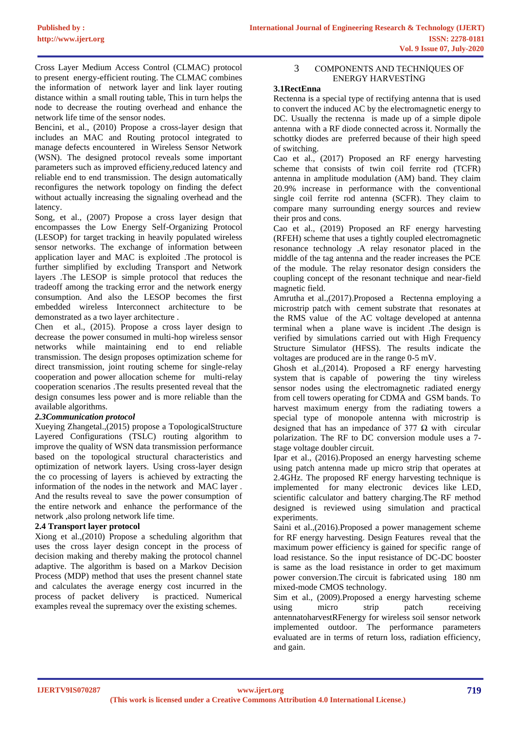Cross Layer Medium Access Control (CLMAC) protocol to present energy-efficient routing. The CLMAC combines the information of network layer and link layer routing distance within a small routing table, This in turn helps the node to decrease the routing overhead and enhance the network life time of the sensor nodes.

Bencini, et al., (2010) Propose a cross-layer design that includes an MAC and Routing protocol integrated to manage defects encountered in Wireless Sensor Network (WSN). The designed protocol reveals some important parameters such as improved efficieny,reduced latency and reliable end to end transmission. The design automatically reconfigures the network topology on finding the defect without actually increasing the signaling overhead and the latency.

Song, et al., (2007) Propose a cross layer design that encompasses the Low Energy Self-Organizing Protocol (LESOP) for target tracking in heavily populated wireless sensor networks. The exchange of information between application layer and MAC is exploited .The protocol is further simplified by excluding Transport and Network layers .The LESOP is simple protocol that reduces the tradeoff among the tracking error and the network energy consumption. And also the LESOP becomes the first embedded wireless Interconnect architecture to be demonstrated as a two layer architecture .

Chen et al., (2015). Propose a cross layer design to decrease the power consumed in multi-hop wireless sensor networks while maintaining end to end reliable transmission. The design proposes optimization scheme for direct transmission, joint routing scheme for single-relay cooperation and power allocation scheme for multi-relay cooperation scenarios .The results presented reveal that the design consumes less power and is more reliable than the available algorithms.

### *2.3Communication protocol*

Xueying Zhangetal.,(2015) propose a TopologicalStructure Layered Configurations (TSLC) routing algorithm to improve the quality of WSN data transmission performance based on the topological structural characteristics and optimization of network layers. Using cross-layer design the co processing of layers is achieved by extracting the information of the nodes in the network and MAC layer . And the results reveal to save the power consumption of the entire network and enhance the performance of the network ,also prolong network life time.

### 2.4 Transport layer protocol

Xiong et al.,(2010) Propose a scheduling algorithm that uses the cross layer design concept in the process of decision making and thereby making the protocol channel adaptive. The algorithm is based on a Markov Decision Process (MDP) method that uses the present channel state and calculates the average energy cost incurred in the process of packet delivery is practiced. Numerical examples reveal the supremacy over the existing schemes.

## 3 COMPONENTS AND TECHNİQUES OF ENERGY HARVESTİNG

### 3.1RectEnna

Rectenna is a special type of rectifying antenna that is used to convert the induced AC by the electromagnetic energy to DC. Usually the rectenna is made up of a simple dipole antenna with a RF diode connected across it. Normally the schottky diodes are preferred because of their high speed of switching.

Cao et al., (2017) Proposed an RF energy harvesting scheme that consists of twin coil ferrite rod (TCFR) antenna in amplitude modulation (AM) band. They claim 20.9% increase in performance with the conventional single coil ferrite rod antenna (SCFR). They claim to compare many surrounding energy sources and review their pros and cons.

Cao et al., (2019) Proposed an RF energy harvesting (RFEH) scheme that uses a tightly coupled electromagnetic resonance technology .A relay resonator placed in the middle of the tag antenna and the reader increases the PCE of the module. The relay resonator design considers the coupling concept of the resonant technique and near-field magnetic field.

Amrutha et al.,(2017).Proposed a Rectenna employing a microstrip patch with cement substrate that resonates at the RMS value of the AC voltage developed at antenna terminal when a plane wave is incident .The design is verified by simulations carried out with High Frequency Structure Simulator (HFSS). The results indicate the voltages are produced are in the range 0-5 mV.

Ghosh et al.,(2014). Proposed a RF energy harvesting system that is capable of powering the tiny wireless sensor nodes using the electromagnetic radiated energy from cell towers operating for CDMA and GSM bands. To harvest maximum energy from the radiating towers a special type of monopole antenna with microstrip is designed that has an impedance of 377 Ω with circular polarization. The RF to DC conversion module uses a 7-stage voltage doubler circuit.

Ipar et al., (2016).Proposed an energy harvesting scheme using patch antenna made up micro strip that operates at 2.4GHz. The proposed RF energy harvesting technique is implemented for many electronic devices like LED, scientific calculator and battery charging.The RF method designed is reviewed using simulation and practical experiments.

Saini et al.,(2016).Proposed a power management scheme for RF energy harvesting. Design Features reveal that the maximum power efficiency is gained for specific range of load resistance. So the input resistance of DC-DC booster is same as the load resistance in order to get maximum power conversion.The circuit is fabricated using 180 nm mixed-mode CMOS technology.

Sim et al., (2009).Proposed a energy harvesting scheme using micro strip patch receiving antennatoharvestRFenergy for wireless soil sensor network implemented outdoor. The performance parameters evaluated are in terms of return loss, radiation efficiency, and gain.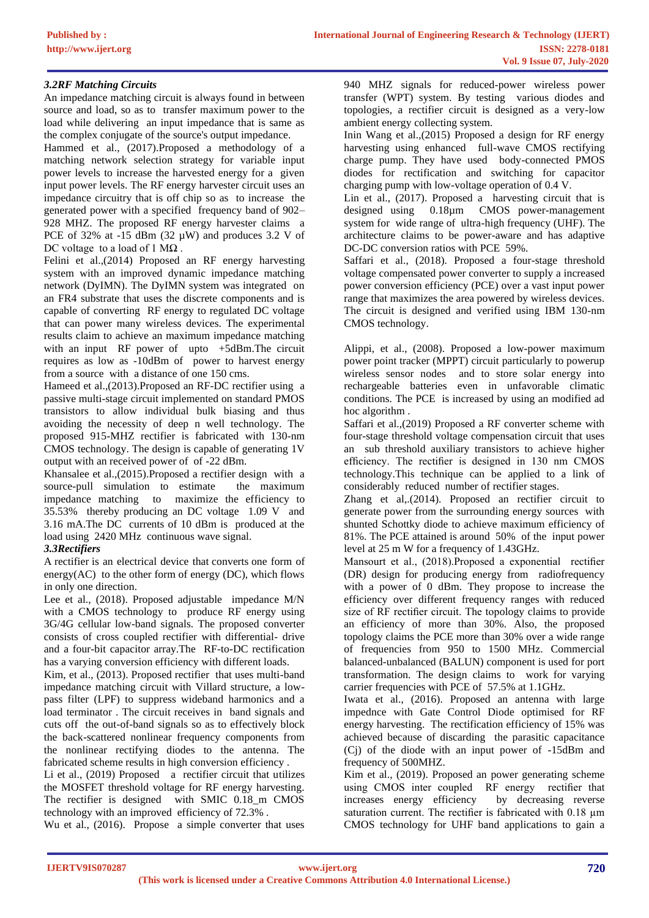### *3.2RF Matching Circuits*

An impedance matching circuit is always found in between source and load, so as to transfer maximum power to the load while delivering an input impedance that is same as the complex conjugate of the source's output impedance.

Hammed et al., (2017).Proposed a methodology of a matching network selection strategy for variable input power levels to increase the harvested energy for a given input power levels. The RF energy harvester circuit uses an impedance circuitry that is off chip so as to increase the generated power with a specified frequency band of 902–928 MHZ. The proposed RF energy harvester claims a PCE of 32% at -15 dBm (32 µW) and produces 3.2 V of DC voltage to a load of 1 MΩ .

Felini et al.,(2014) Proposed an RF energy harvesting system with an improved dynamic impedance matching network (DyIMN). The DyIMN system was integrated on an FR4 substrate that uses the discrete components and is capable of converting RF energy to regulated DC voltage that can power many wireless devices. The experimental results claim to achieve an maximum impedance matching with an input RF power of upto +5dBm.The circuit requires as low as -10dBm of power to harvest energy from a source with a distance of one 150 cms.

Hameed et al.,(2013).Proposed an RF-DC rectifier using a passive multi-stage circuit implemented on standard PMOS transistors to allow individual bulk biasing and thus avoiding the necessity of deep n well technology. The proposed 915-MHZ rectifier is fabricated with 130-nm CMOS technology. The design is capable of generating 1V output with an received power of of -22 dBm.

Khansalee et al.,(2015).Proposed a rectifier design with a source-pull simulation to estimate the maximum impedance matching to maximize the efficiency to 35.53% thereby producing an DC voltage 1.09 V and 3.16 mA.The DC currents of 10 dBm is produced at the load using 2420 MHz continuous wave signal.

### *3.3Rectifiers*

A rectifier is an electrical device that converts one form of energy(AC) to the other form of energy (DC), which flows in only one direction.

Lee et al., (2018). Proposed adjustable impedance M/N with a CMOS technology to produce RF energy using 3G/4G cellular low-band signals. The proposed converter consists of cross coupled rectifier with differential- drive and a four-bit capacitor array.The RF-to-DC rectification has a varying conversion efficiency with different loads.

Kim, et al., (2013). Proposed rectifier that uses multi-band impedance matching circuit with Villard structure, a low-pass filter (LPF) to suppress wideband harmonics and a load terminator . The circuit receives in band signals and cuts off the out-of-band signals so as to effectively block the back-scattered nonlinear frequency components from the nonlinear rectifying diodes to the antenna. The fabricated scheme results in high conversion efficiency .

Li et al., (2019) Proposed a rectifier circuit that utilizes the MOSFET threshold voltage for RF energy harvesting. The rectifier is designed with SMIC 0.18_m CMOS technology with an improved efficiency of 72.3% .

Wu et al., (2016). Propose a simple converter that uses 940 MHZ signals for reduced-power wireless power transfer (WPT) system. By testing various diodes and topologies, a rectifier circuit is designed as a very-low ambient energy collecting system.

Inin Wang et al.,(2015) Proposed a design for RF energy harvesting using enhanced full-wave CMOS rectifying charge pump. They have used body-connected PMOS diodes for rectification and switching for capacitor charging pump with low-voltage operation of 0.4 V.

Lin et al., (2017). Proposed a harvesting circuit that is designed using 0.18µm CMOS power-management system for wide range of ultra-high frequency (UHF). The architecture claims to be power-aware and has adaptive DC-DC conversion ratios with PCE 59%.

Saffari et al., (2018). Proposed a four-stage threshold voltage compensated power converter to supply a increased power conversion efficiency (PCE) over a vast input power range that maximizes the area powered by wireless devices. The circuit is designed and verified using IBM 130-nm CMOS technology.

Alippi, et al., (2008). Proposed a low-power maximum power point tracker (MPPT) circuit particularly to powerup wireless sensor nodes and to store solar energy into rechargeable batteries even in unfavorable climatic conditions. The PCE is increased by using an modified ad hoc algorithm .

Saffari et al.,(2019) Proposed a RF converter scheme with four-stage threshold voltage compensation circuit that uses an sub threshold auxiliary transistors to achieve higher efficiency. The rectifier is designed in 130 nm CMOS technology.This technique can be applied to a link of considerably reduced number of rectifier stages.

Zhang et al,.(2014). Proposed an rectifier circuit to generate power from the surrounding energy sources with shunted Schottky diode to achieve maximum efficiency of 81%. The PCE attained is around 50% of the input power level at 25 m W for a frequency of 1.43GHz.

Mansourt et al., (2018).Proposed a exponential rectifier (DR) design for producing energy from radiofrequency with a power of 0 dBm. They propose to increase the efficiency over different frequency ranges with reduced size of RF rectifier circuit. The topology claims to provide an efficiency of more than 30%. Also, the proposed topology claims the PCE more than 30% over a wide range of frequencies from 950 to 1500 MHz. Commercial balanced-unbalanced (BALUN) component is used for port transformation. The design claims to work for varying carrier frequencies with PCE of 57.5% at 1.1GHz.

Iwata et al., (2016). Proposed an antenna with large impednce with Gate Control Diode optimised for RF energy harvesting. The rectification efficiency of 15% was achieved because of discarding the parasitic capacitance (Cj) of the diode with an input power of -15dBm and frequency of 500MHZ.

Kim et al., (2019). Proposed an power generating scheme using CMOS inter coupled RF energy rectifier that increases energy efficiency by decreasing reverse saturation current. The rectifier is fabricated with 0.18 µm CMOS technology for UHF band applications to gain a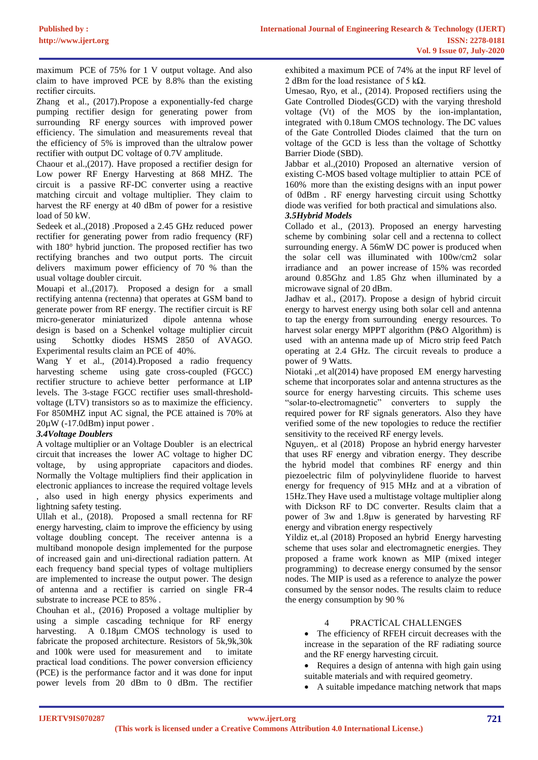maximum PCE of 75% for 1 V output voltage. And also claim to have improved PCE by 8.8% than the existing rectifier circuits.

Zhang et al., (2017).Propose a exponentially-fed charge pumping rectifier design for generating power from surrounding RF energy sources with improved power efficiency. The simulation and measurements reveal that the efficiency of 5% is improved than the ultralow power rectifier with output DC voltage of 0.7V amplitude.

Chaour et al.,(2017). Have proposed a rectifier design for Low power RF Energy Harvesting at 868 MHZ. The circuit is a passive RF-DC converter using a reactive matching circuit and voltage multiplier. They claim to harvest the RF energy at 40 dBm of power for a resistive load of 50 kW.

Sedeek et al.,(2018) .Proposed a 2.45 GHz reduced power rectifier for generating power from radio frequency (RF) with 180° hybrid junction. The proposed rectifier has two rectifying branches and two output ports. The circuit delivers maximum power efficiency of 70 % than the usual voltage doubler circuit.

Mouapi et al.,(2017). Proposed a design for a small rectifying antenna (rectenna) that operates at GSM band to generate power from RF energy. The rectifier circuit is RF micro-generator miniaturized dipole antenna whose design is based on a Schenkel voltage multiplier circuit using Schottky diodes HSMS 2850 of AVAGO. Experimental results claim an PCE of 40%.

Wang Y et al., (2014).Proposed a radio frequency harvesting scheme using gate cross-coupled (FGCC) rectifier structure to achieve better performance at LIP levels. The 3-stage FGCC rectifier uses small-threshold-voltage (LTV) transistors so as to maximize the efficiency. For 850MHZ input AC signal, the PCE attained is 70% at 20µW (-17.0dBm) input power .

### *3.4Voltage Doublers*

A voltage multiplier or an Voltage Doubler is an electrical circuit that increases the lower AC voltage to higher DC voltage, by using appropriate capacitors and diodes. Normally the Voltage multipliers find their application in electronic appliances to increase the required voltage levels , also used in high energy physics experiments and lightning safety testing.

Ullah et al., (2018). Proposed a small rectenna for RF energy harvesting, claim to improve the efficiency by using voltage doubling concept. The receiver antenna is a multiband monopole design implemented for the purpose of increased gain and uni-directional radiation pattern. At each frequency band special types of voltage multipliers are implemented to increase the output power. The design of antenna and a rectifier is carried on single FR-4 substrate to increase PCE to 85% .

Chouhan et al., (2016) Proposed a voltage multiplier by using a simple cascading technique for RF energy harvesting. A 0.18µm CMOS technology is used to fabricate the proposed architecture. Resistors of 5k,9k,30k and 100k were used for measurement and to imitate practical load conditions. The power conversion efficiency (PCE) is the performance factor and it was done for input power levels from 20 dBm to 0 dBm. The rectifier exhibited a maximum PCE of 74% at the input RF level of 2 dBm for the load resistance of 5 kΩ.

Umesao, Ryo, et al., (2014). Proposed rectifiers using the Gate Controlled Diodes(GCD) with the varying threshold voltage (Vt) of the MOS by the ion-implantation, integrated with 0.18um CMOS technology. The DC values of the Gate Controlled Diodes claimed that the turn on voltage of the GCD is less than the voltage of Schottky Barrier Diode (SBD).

Jabbar et al.,(2010) Proposed an alternative version of existing C-MOS based voltage multiplier to attain PCE of 160% more than the existing designs with an input power of 0dBm . RF energy harvesting circuit using Schottky diode was verified for both practical and simulations also.

### *3.5Hybrid Models*

Collado et al., (2013). Proposed an energy harvesting scheme by combining solar cell and a rectenna to collect surrounding energy. A 56mW DC power is produced when the solar cell was illuminated with 100w/cm2 solar irradiance and an power increase of 15% was recorded around 0.85Ghz and 1.85 Ghz when illuminated by a microwave signal of 20 dBm.

Jadhav et al., (2017). Propose a design of hybrid circuit energy to harvest energy using both solar cell and antenna to tap the energy from surrounding energy resources. To harvest solar energy MPPT algorithm (P&O Algorithm) is used with an antenna made up of Micro strip feed Patch operating at 2.4 GHz. The circuit reveals to produce a power of 9 Watts.

Niotaki ,.et al(2014) have proposed EM energy harvesting scheme that incorporates solar and antenna structures as the source for energy harvesting circuits. This scheme uses "solar-to-electromagnetic" converters to supply the required power for RF signals generators. Also they have verified some of the new topologies to reduce the rectifier sensitivity to the received RF energy levels.

Nguyen,. et al (2018) Propose an hybrid energy harvester that uses RF energy and vibration energy. They describe the hybrid model that combines RF energy and thin piezoelectric film of polyvinylidene fluoride to harvest energy for frequency of 915 MHz and at a vibration of 15Hz.They Have used a multistage voltage multiplier along with Dickson RF to DC converter. Results claim that a power of 3w and 1.8µw is generated by harvesting RF energy and vibration energy respectively

Yildiz et,.al (2018) Proposed an hybrid Energy harvesting scheme that uses solar and electromagnetic energies. They proposed a frame work known as MIP (mixed integer programming) to decrease energy consumed by the sensor nodes. The MIP is used as a reference to analyze the power consumed by the sensor nodes. The results claim to reduce the energy consumption by 90 %

## 4 PRACTİCAL CHALLENGES

- The efficiency of RFEH circuit decreases with the increase in the separation of the RF radiating source and the RF energy harvesting circuit.
- Requires a design of antenna with high gain using suitable materials and with required geometry.
- A suitable impedance matching network that maps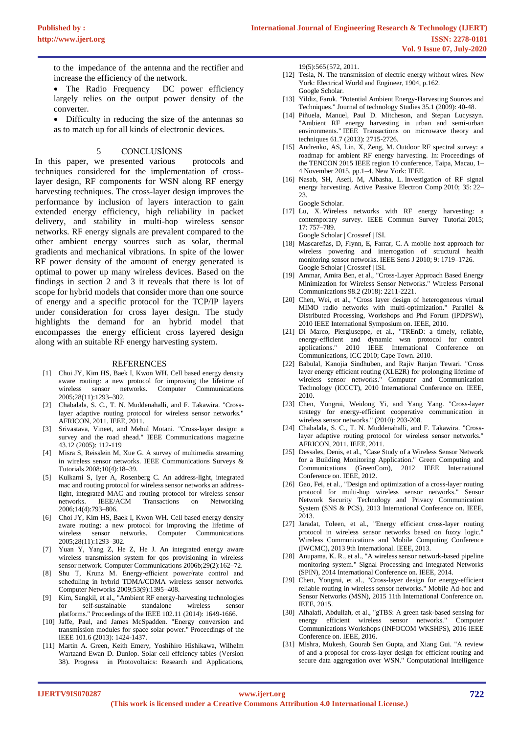to the impedance of the antenna and the rectifier and increase the efficiency of the network.

- The Radio Frequency DC power efficiency largely relies on the output power density of the converter.
- Difficulty in reducing the size of the antennas so as to match up for all kinds of electronic devices.

## 5 CONCLUSİONS

In this paper, we presented various protocols and techniques considered for the implementation of cross-layer design, RF components for WSN along RF energy harvesting techniques. The cross-layer design improves the performance by inclusion of layers interaction to gain extended energy efficiency, high reliability in packet delivery, and stability in multi-hop wireless sensor networks. RF energy signals are prevalent compared to the other ambient energy sources such as solar, thermal gradients and mechanical vibrations. In spite of the lower RF power density of the amount of energy generated is optimal to power up many wireless devices. Based on the findings in section 2 and 3 it reveals that there is lot of scope for hybrid models that consider more than one source of energy and a specific protocol for the TCP/IP layers under consideration for cross layer design. The study highlights the demand for an hybrid model that encompasses the energy efficient cross layered design along with an suitable RF energy harvesting system.

## REFERENCES

[1] Choi JY, Kim HS, Baek I, Kwon WH. Cell based energy density aware routing: a new protocol for improving the lifetime of wireless sensor networks. Computer Communications 2005;28(11):1293–302.

[2] Chabalala, S. C., T. N. Muddenahalli, and F. Takawira. "Cross-layer adaptive routing protocol for wireless sensor networks." AFRICON, 2011. IEEE, 2011.

[3] Srivastava, Vineet, and Mehul Motani. "Cross-layer design: a survey and the road ahead." IEEE Communications magazine 43.12 (2005): 112-119

[4] Misra S, Reisslein M, Xue G. A survey of multimedia streaming in wireless sensor networks. IEEE Communications Surveys & Tutorials 2008;10(4):18–39.

[5] Kulkarni S, Iyer A, Rosenberg C. An address-light, integrated mac and routing protocol for wireless sensor networks an address-light, integrated MAC and routing protocol for wireless sensor networks. IEEE/ACM Transactions on Networking 2006;14(4):793–806.

[6] Choi JY, Kim HS, Baek I, Kwon WH. Cell based energy density aware routing: a new protocol for improving the lifetime of wireless sensor networks. Computer Communications 2005;28(11):1293–302.

[7] Yuan Y, Yang Z, He Z, He J. An integrated energy aware wireless transmission system for qos provisioning in wireless sensor network. Computer Communications 2006;29(2):162–72.

[8] Shu T, Krunz M. Energy-efficient power/rate control and scheduling in hybrid TDMA/CDMA wireless sensor networks. Computer Networks 2009;53(9):1395–408.

[9] Kim, Sangkil, et al., "Ambient RF energy-harvesting technologies for self-sustainable standalone wireless sensor platforms." Proceedings of the IEEE 102.11 (2014): 1649-1666.

[10] Jaffe, Paul, and James McSpadden. "Energy conversion and transmission modules for space solar power." Proceedings of the IEEE 101.6 (2013): 1424-1437.

[11] Martin A. Green, Keith Emery, Yoshihiro Hishikawa, Wilhelm Wartaand Ewan D. Dunlop. Solar cell effciency tables (Version 38). Progress in Photovoltaics: Research and Applications, 19(5):565{572, 2011.

[12] Tesla, N. The transmission of electric energy without wires. New York: Electrical World and Engineer, 1904, p.162. Google Scholar.

[13] Yildiz, Faruk. "Potential Ambient Energy-Harvesting Sources and Techniques." Journal of technology Studies 35.1 (2009): 40-48.

[14] Piñuela, Manuel, Paul D. Mitcheson, and Stepan Lucyszyn. "Ambient RF energy harvesting in urban and semi-urban environments." IEEE Transactions on microwave theory and techniques 61.7 (2013): 2715-2726.

[15] Andrenko, AS, Lin, X, Zeng, M. Outdoor RF spectral survey: a roadmap for ambient RF energy harvesting. In: Proceedings of the TENCON 2015 IEEE region 10 conference, Taipa, Macau, 1–4 November 2015, pp.1–4. New York: IEEE.

[16] Nasab, SH, Asefi, M, Albasha, L. Investigation of RF signal energy harvesting. Active Passive Electron Comp 2010; 35: 22–23. Google Scholar.

[17] Lu, X. Wireless networks with RF energy harvesting: a contemporary survey. IEEE Commun Survey Tutorial 2015; 17: 757–789. Google Scholar | Crossref | ISI.

[18] Mascareñas, D, Flynn, E, Farrar, C. A mobile host approach for wireless powering and interrogation of structural health monitoring sensor networks. IEEE Sens J 2010; 9: 1719–1726. Google Scholar | Crossref | ISI.

[19] Ammar, Amira Ben, et al., "Cross-Layer Approach Based Energy Minimization for Wireless Sensor Networks." Wireless Personal Communications 98.2 (2018): 2211-2221.

[20] Chen, Wei, et al., "Cross layer design of heterogeneous virtual MIMO radio networks with multi-optimization." Parallel & Distributed Processing, Workshops and Phd Forum (IPDPSW), 2010 IEEE International Symposium on. IEEE, 2010.

[21] Di Marco, Piergiuseppe, et al., "TREnD: a timely, reliable, energy-efficient and dynamic wsn protocol for control applications." 2010 IEEE International Conference on Communications, ICC 2010; Cape Town. 2010.

[22] Babulal, Kanojia Sindhuben, and Rajiv Ranjan Tewari. "Cross layer energy efficient routing (XLE2R) for prolonging lifetime of wireless sensor networks." Computer and Communication Technology (ICCCT), 2010 International Conference on. IEEE, 2010.

[23] Chen, Yongrui, Weidong Yi, and Yang Yang. "Cross-layer strategy for energy-efficient cooperative communication in wireless sensor networks." (2010): 203-208.

[24] Chabalala, S. C., T. N. Muddenahalli, and F. Takawira. "Cross-layer adaptive routing protocol for wireless sensor networks." AFRICON, 2011. IEEE, 2011.

[25] Dessales, Denis, et al., "Case Study of a Wireless Sensor Network for a Building Monitoring Application." Green Computing and Communications (GreenCom), 2012 IEEE International Conference on. IEEE, 2012.

[26] Gao, Fei, et al., "Design and optimization of a cross-layer routing protocol for multi-hop wireless sensor networks." Sensor Network Security Technology and Privacy Communication System (SNS & PCS), 2013 International Conference on. IEEE, 2013.

[27] Jaradat, Toleen, et al., "Energy efficient cross-layer routing protocol in wireless sensor networks based on fuzzy logic." Wireless Communications and Mobile Computing Conference (IWCMC), 2013 9th International. IEEE, 2013.

[28] Anupama, K. R., et al., "A wireless sensor network-based pipeline monitoring system." Signal Processing and Integrated Networks (SPIN), 2014 International Conference on. IEEE, 2014.

[29] Chen, Yongrui, et al., "Cross-layer design for energy-efficient reliable routing in wireless sensor networks." Mobile Ad-hoc and Sensor Networks (MSN), 2015 11th International Conference on. IEEE, 2015.

[30] Alhalafi, Abdullah, et al., "gTBS: A green task-based sensing for energy efficient wireless sensor networks." Computer Communications Workshops (INFOCOM WKSHPS), 2016 IEEE Conference on. IEEE, 2016.

[31] Mishra, Mukesh, Gourab Sen Gupta, and Xiang Gui. "A review of and a proposal for cross-layer design for efficient routing and secure data aggregation over WSN." Computational Intelligence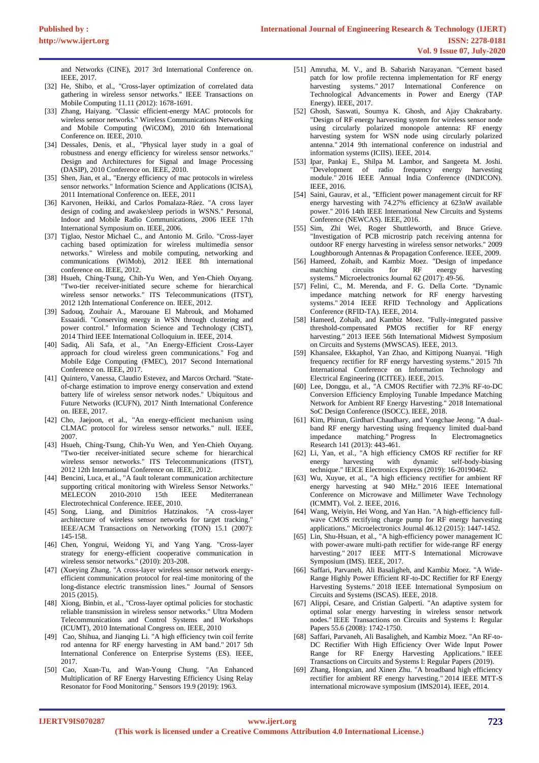and Networks (CINE), 2017 3rd International Conference on. IEEE, 2017.

[32] He, Shibo, et al., "Cross-layer optimization of correlated data gathering in wireless sensor networks." IEEE Transactions on Mobile Computing 11.11 (2012): 1678-1691.

[33] Zhang, Haiyang. "Classic efficient-energy MAC protocols for wireless sensor networks." Wireless Communications Networking and Mobile Computing (WiCOM), 2010 6th International Conference on. IEEE, 2010.

[34] Dessales, Denis, et al., "Physical layer study in a goal of robustness and energy efficiency for wireless sensor networks." Design and Architectures for Signal and Image Processing (DASIP), 2010 Conference on. IEEE, 2010.

[35] Shen, Jian, et al., "Energy efficiency of mac protocols in wireless sensor networks." Information Science and Applications (ICISA), 2011 International Conference on. IEEE, 2011

[36] Karvonen, Heikki, and Carlos Pomalaza-Ráez. "A cross layer design of coding and awake/sleep periods in WSNS." Personal, Indoor and Mobile Radio Communications, 2006 IEEE 17th International Symposium on. IEEE, 2006.

[37] Tiglao, Nestor Michael C., and Antonio M. Grilo. "Cross-layer caching based optimization for wireless multimedia sensor networks." Wireless and mobile computing, networking and communications (WiMob), 2012 IEEE 8th international conference on. IEEE, 2012.

[38] Hsueh, Ching-Tsung, Chih-Yu Wen, and Yen-Chieh Ouyang. "Two-tier receiver-initiated secure scheme for hierarchical wireless sensor networks." ITS Telecommunications (ITST), 2012 12th International Conference on. IEEE, 2012.

[39] Sadouq, Zouhair A., Marouane El Mabrouk, and Mohamed Essaaidi. "Conserving energy in WSN through clustering and power control." Information Science and Technology (CIST), 2014 Third IEEE International Colloquium in. IEEE, 2014.

[40] Sadiq, Ali Safa, et al., "An Energy-Efficient Cross-Layer approach for cloud wireless green communications." Fog and Mobile Edge Computing (FMEC), 2017 Second International Conference on. IEEE, 2017.

[41] Quintero, Vanessa, Claudio Estevez, and Marcos Orchard. "State-of-charge estimation to improve energy conservation and extend battery life of wireless sensor network nodes." Ubiquitous and Future Networks (ICUFN), 2017 Ninth International Conference on. IEEE, 2017.

[42] Cho, Jaejoon, et al., "An energy-efficient mechanism using CLMAC protocol for wireless sensor networks." null. IEEE, 2007.

[43] Hsueh, Ching-Tsung, Chih-Yu Wen, and Yen-Chieh Ouyang. "Two-tier receiver-initiated secure scheme for hierarchical wireless sensor networks." ITS Telecommunications (ITST), 2012 12th International Conference on. IEEE, 2012.

[44] Bencini, Luca, et al., "A fault tolerant communication architecture supporting critical monitoring with Wireless Sensor Networks." MELECON 2010-2010 15th IEEE Mediterranean Electrotechnical Conference. IEEE, 2010.

[45] Song, Liang, and Dimitrios Hatzinakos. "A cross-layer architecture of wireless sensor networks for target tracking." IEEE/ACM Transactions on Networking (TON) 15.1 (2007): 145-158.

[46] Chen, Yongrui, Weidong Yi, and Yang Yang. "Cross-layer strategy for energy-efficient cooperative communication in wireless sensor networks." (2010): 203-208.

[47] (Xueying Zhang. "A cross-layer wireless sensor network energy-efficient communication protocol for real-time monitoring of the long-distance electric transmission lines." Journal of Sensors 2015 (2015).

[48] Xiong, Binbin, et al., "Cross-layer optimal policies for stochastic reliable transmission in wireless sensor networks." Ultra Modern Telecommunications and Control Systems and Workshops (ICUMT), 2010 International Congress on. IEEE, 2010

[49] Cao, Shihua, and Jianqing Li. "A high efficiency twin coil ferrite rod antenna for RF energy harvesting in AM band." 2017 5th International Conference on Enterprise Systems (ES). IEEE, 2017.

[50] Cao, Xuan-Tu, and Wan-Young Chung. "An Enhanced Multiplication of RF Energy Harvesting Efficiency Using Relay Resonator for Food Monitoring." Sensors 19.9 (2019): 1963.

[51] Amrutha, M. V., and B. Sabarish Narayanan. "Cement based patch for low profile rectenna implementation for RF energy harvesting systems." 2017 International Conference on Technological Advancements in Power and Energy (TAP Energy). IEEE, 2017.

[52] Ghosh, Saswati, Soumya K. Ghosh, and Ajay Chakrabarty. "Design of RF energy harvesting system for wireless sensor node using circularly polarized monopole antenna: RF energy harvesting system for WSN node using circularly polarized antenna." 2014 9th international conference on industrial and information systems (ICIIS). IEEE, 2014.

[53] Ipar, Pankaj E., Shilpa M. Lambor, and Sangeeta M. Joshi. "Development of radio frequency energy harvesting module." 2016 IEEE Annual India Conference (INDICON). IEEE, 2016.

[54] Saini, Gaurav, et al., "Efficient power management circuit for RF energy harvesting with 74.27% efficiency at 623nW available power." 2016 14th IEEE International New Circuits and Systems Conference (NEWCAS). IEEE, 2016.

[55] Sim, Zhi Wei, Roger Shuttleworth, and Bruce Grieve. "Investigation of PCB microstrip patch receiving antenna for outdoor RF energy harvesting in wireless sensor networks." 2009 Loughborough Antennas & Propagation Conference. IEEE, 2009.

[56] Hameed, Zohaib, and Kambiz Moez. "Design of impedance matching circuits for RF energy harvesting systems." Microelectronics Journal 62 (2017): 49-56.

[57] Felini, C., M. Merenda, and F. G. Della Corte. "Dynamic impedance matching network for RF energy harvesting systems." 2014 IEEE RFID Technology and Applications Conference (RFID-TA). IEEE, 2014.

[58] Hameed, Zohaib, and Kambiz Moez. "Fully-integrated passive threshold-compensated PMOS rectifier for RF energy harvesting." 2013 IEEE 56th International Midwest Symposium on Circuits and Systems (MWSCAS). IEEE, 2013.

[59] Khansalee, Ekkaphol, Yan Zhao, and Kittipong Nuanyai. "High frequency rectifier for RF energy harvesting systems." 2015 7th International Conference on Information Technology and Electrical Engineering (ICITEE). IEEE, 2015.

[60] Lee, Donggu, et al., "A CMOS Rectifier with 72.3% RF-to-DC Conversion Efficiency Employing Tunable Impedance Matching Network for Ambient RF Energy Harvesting." 2018 International SoC Design Conference (ISOCC). IEEE, 2018.

[61] Kim, Phirun, Girdhari Chaudhary, and Yongchae Jeong. "A dual-band RF energy harvesting using frequency limited dual-band impedance matching." Progress In Electromagnetics Research 141 (2013): 443-461.

[62] Li, Yan, et al., "A high efficiency CMOS RF rectifier for RF energy harvesting with dynamic self-body-biasing technique." IEICE Electronics Express (2019): 16-20190462.

[63] Wu, Xuyue, et al., "A high efficiency rectifier for ambient RF energy harvesting at 940 MHz." 2016 IEEE International Conference on Microwave and Millimeter Wave Technology (ICMMT). Vol. 2. IEEE, 2016.

[64] Wang, Weiyin, Hei Wong, and Yan Han. "A high-efficiency full-wave CMOS rectifying charge pump for RF energy harvesting applications." Microelectronics Journal 46.12 (2015): 1447-1452.

[65] Lin, Shu-Hsuan, et al., "A high-efficiency power management IC with power-aware multi-path rectifier for wide-range RF energy harvesting." 2017 IEEE MTT-S International Microwave Symposium (IMS). IEEE, 2017.

[66] Saffari, Parvaneh, Ali Basaligheh, and Kambiz Moez. "A Wide-Range Highly Power Efficient RF-to-DC Rectifier for RF Energy Harvesting Systems." 2018 IEEE International Symposium on Circuits and Systems (ISCAS). IEEE, 2018.

[67] Alippi, Cesare, and Cristian Galperti. "An adaptive system for optimal solar energy harvesting in wireless sensor network nodes." IEEE Transactions on Circuits and Systems I: Regular Papers 55.6 (2008): 1742-1750.

[68] Saffari, Parvaneh, Ali Basaligheh, and Kambiz Moez. "An RF-to-DC Rectifier With High Efficiency Over Wide Input Power Range for RF Energy Harvesting Applications." IEEE Transactions on Circuits and Systems I: Regular Papers (2019).

[69] Zhang, Hongxian, and Xinen Zhu. "A broadband high efficiency rectifier for ambient RF energy harvesting." 2014 IEEE MTT-S international microwave symposium (IMS2014). IEEE, 2014.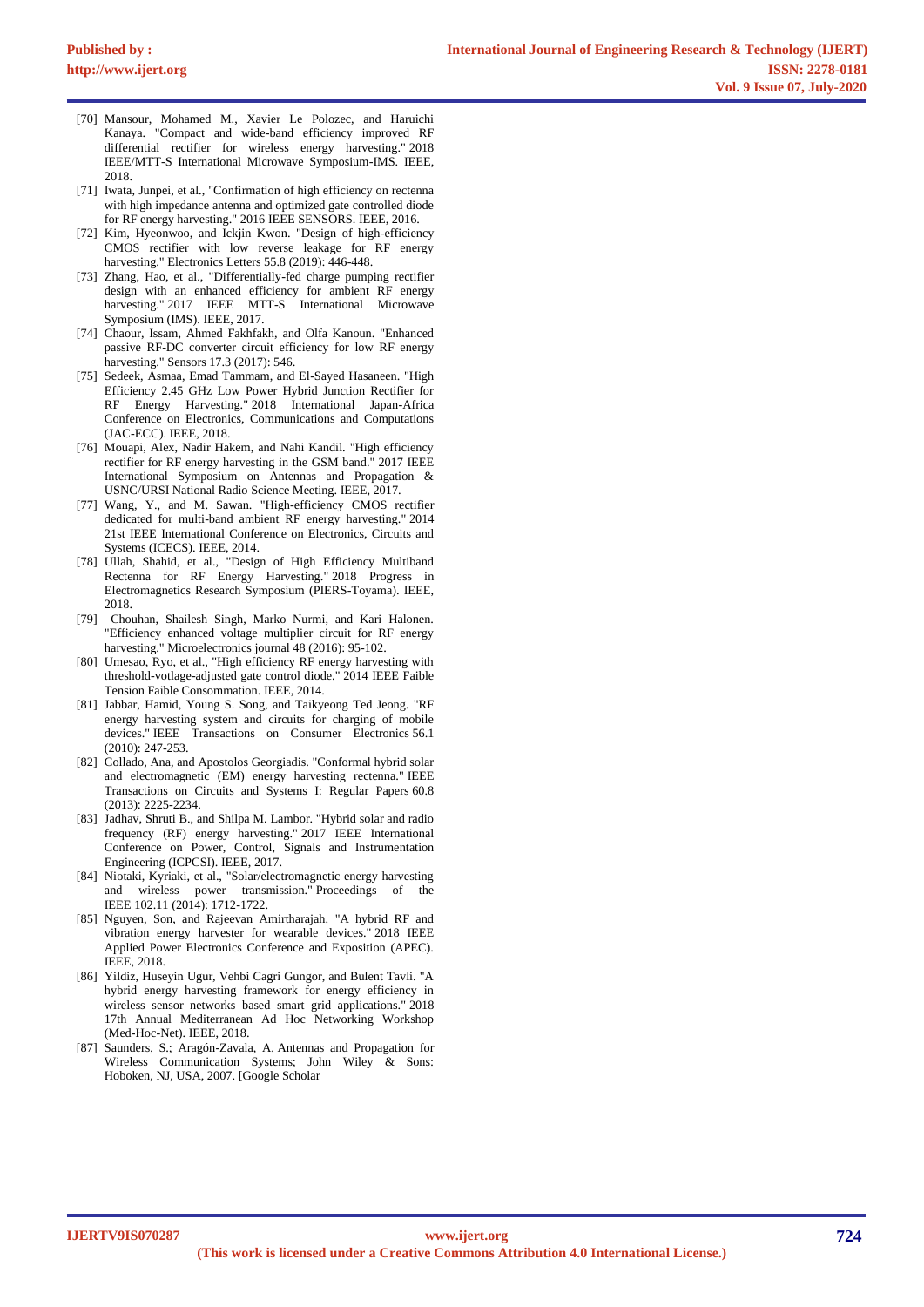[70] Mansour, Mohamed M., Xavier Le Polozec, and Haruichi Kanaya. "Compact and wide-band efficiency improved RF differential rectifier for wireless energy harvesting." 2018 IEEE/MTT-S International Microwave Symposium-IMS. IEEE, 2018.

[71] Iwata, Junpei, et al., "Confirmation of high efficiency on rectenna with high impedance antenna and optimized gate controlled diode for RF energy harvesting." 2016 IEEE SENSORS. IEEE, 2016.

[72] Kim, Hyeonwoo, and Ickjin Kwon. "Design of high-efficiency CMOS rectifier with low reverse leakage for RF energy harvesting." Electronics Letters 55.8 (2019): 446-448.

[73] Zhang, Hao, et al., "Differentially-fed charge pumping rectifier design with an enhanced efficiency for ambient RF energy harvesting." 2017 IEEE MTT-S International Microwave Symposium (IMS). IEEE, 2017.

[74] Chaour, Issam, Ahmed Fakhfakh, and Olfa Kanoun. "Enhanced passive RF-DC converter circuit efficiency for low RF energy harvesting." Sensors 17.3 (2017): 546.

[75] Sedeek, Asmaa, Emad Tammam, and El-Sayed Hasaneen. "High Efficiency 2.45 GHz Low Power Hybrid Junction Rectifier for RF Energy Harvesting." 2018 International Japan-Africa Conference on Electronics, Communications and Computations (JAC-ECC). IEEE, 2018.

[76] Mouapi, Alex, Nadir Hakem, and Nahi Kandil. "High efficiency rectifier for RF energy harvesting in the GSM band." 2017 IEEE International Symposium on Antennas and Propagation & USNC/URSI National Radio Science Meeting. IEEE, 2017.

[77] Wang, Y., and M. Sawan. "High-efficiency CMOS rectifier dedicated for multi-band ambient RF energy harvesting." 2014 21st IEEE International Conference on Electronics, Circuits and Systems (ICECS). IEEE, 2014.

[78] Ullah, Shahid, et al., "Design of High Efficiency Multiband Rectenna for RF Energy Harvesting." 2018 Progress in Electromagnetics Research Symposium (PIERS-Toyama). IEEE, 2018.

[79] Chouhan, Shailesh Singh, Marko Nurmi, and Kari Halonen. "Efficiency enhanced voltage multiplier circuit for RF energy harvesting." Microelectronics journal 48 (2016): 95-102.

[80] Umesao, Ryo, et al., "High efficiency RF energy harvesting with threshold-votlage-adjusted gate control diode." 2014 IEEE Faible Tension Faible Consommation. IEEE, 2014.

[81] Jabbar, Hamid, Young S. Song, and Taikyeong Ted Jeong. "RF energy harvesting system and circuits for charging of mobile devices." IEEE Transactions on Consumer Electronics 56.1 (2010): 247-253.

[82] Collado, Ana, and Apostolos Georgiadis. "Conformal hybrid solar and electromagnetic (EM) energy harvesting rectenna." IEEE Transactions on Circuits and Systems I: Regular Papers 60.8 (2013): 2225-2234.

[83] Jadhav, Shruti B., and Shilpa M. Lambor. "Hybrid solar and radio frequency (RF) energy harvesting." 2017 IEEE International Conference on Power, Control, Signals and Instrumentation Engineering (ICPCSI). IEEE, 2017.

[84] Niotaki, Kyriaki, et al., "Solar/electromagnetic energy harvesting and wireless power transmission." Proceedings of the IEEE 102.11 (2014): 1712-1722.

[85] Nguyen, Son, and Rajeevan Amirtharajah. "A hybrid RF and vibration energy harvester for wearable devices." 2018 IEEE Applied Power Electronics Conference and Exposition (APEC). IEEE, 2018.

[86] Yildiz, Huseyin Ugur, Vehbi Cagri Gungor, and Bulent Tavli. "A hybrid energy harvesting framework for energy efficiency in wireless sensor networks based smart grid applications." 2018 17th Annual Mediterranean Ad Hoc Networking Workshop (Med-Hoc-Net). IEEE, 2018.

[87] Saunders, S.; Aragón-Zavala, A. Antennas and Propagation for Wireless Communication Systems; John Wiley & Sons: Hoboken, NJ, USA, 2007. [Google Scholar